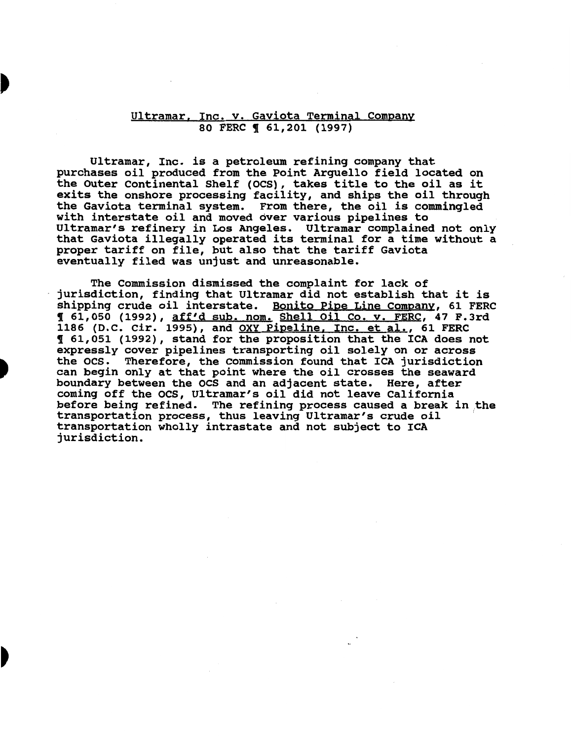<u>Ultramar, Inc. v. Gaviota Terminal Company</u>
80 FERC ¶ 61,201 (1997)

Ultramar, Inc. is a petroleum refining company that purchases oil produced from the Point Arguello field located on the Outer Continental Shelf (OCS), takes title to the oil as it exits the onshore processing facility, and ships the oil through the Gaviota terminal system. From there, the oil is commingled with interstate oil and moved over various pipelines to Ultramar's refinery in Los Angeles. Ultramar complained not only that Gaviota illegally operated its terminal for a time without a proper tariff on file, but also that the tariff Gaviota eventually filed was unjust and unreasonable.

The Commission dismissed the complaint for lack of jurisdiction, finding that Ultramar did not establish that it is shipping crude oil interstate. <u>Bonito Pipe Line Company</u>, 61 FERC ¶ 61,050 (1992), <u>aff'd sub. nom.</u> <u>Shell Oil Co. v. FERC</u>, 47 F.3rd 1186 (D.C. Cir. 1995), and <u>OXY Pipeline, Inc. et al.</u>, 61 FERC ¶ 61,051 (1992), stand for the proposition that the ICA does not expressly cover pipelines transporting oil solely on or across the OCS. Therefore, the Commission found that ICA jurisdiction can begin only at that point where the oil crosses the seaward boundary between the OCS and an adjacent state. Here, after coming off the OCS, Ultramar's oil did not leave California before being refined. The refining process caused a break in the transportation process, thus leaving Ultramar's crude oil transportation wholly intrastate and not subject to ICA jurisdiction.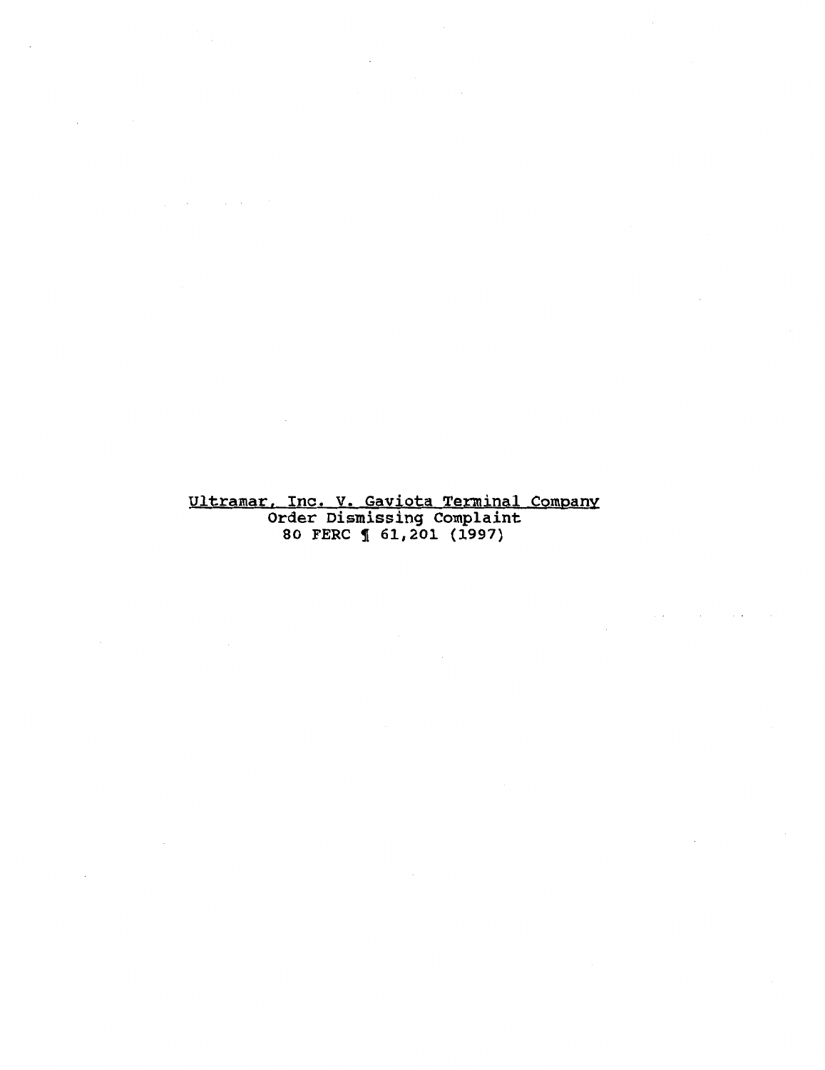Ultramar, Inc. V. Gaviota Terminal Company

Order Dismissing Complaint

80 FERC ¶ 61,201 (1997)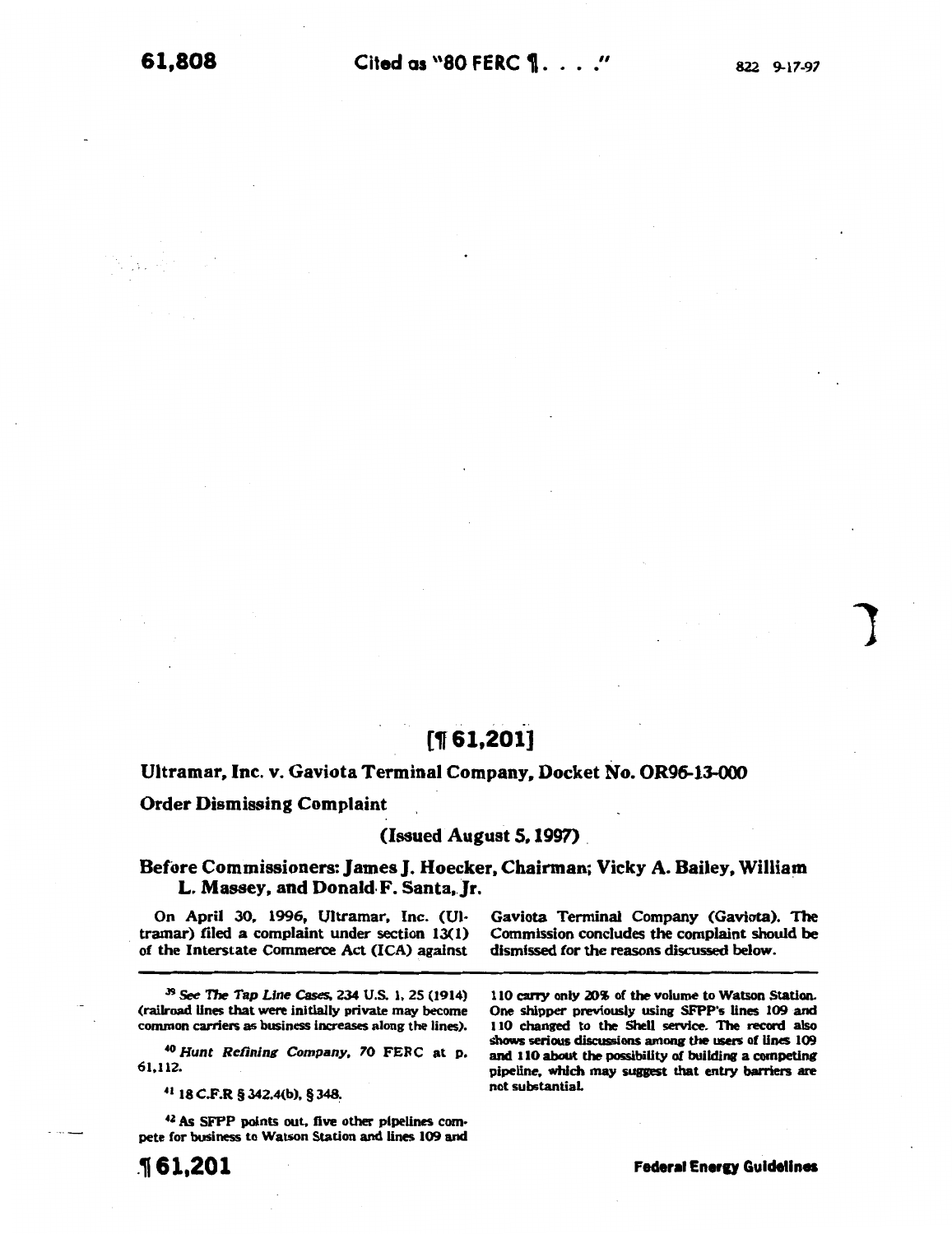# [¶ 61,201]

## Ultramar, Inc. v. Gaviota Terminal Company, Docket No. OR96-13-000

### Order Dismissing Complaint

(Issued August 5, 1997)

**Before Commissioners: James J. Hoecker, Chairman; Vicky A. Bailey, William L. Massey, and Donald F. Santa, Jr.**

On April 30, 1996, Ultramar, Inc. (Ultramar) filed a complaint under section 13(1) of the Interstate Commerce Act (ICA) against Gaviota Terminal Company (Gaviota). The Commission concludes the complaint should be dismissed for the reasons discussed below.

---

[39] *See The Tap Line Cases*, 234 U.S. 1, 25 (1914) (railroad lines that were initially private may become common carriers as business increases along the lines).

[40] *Hunt Refining Company*, 70 FERC at p. 61,112.

[41] 18 C.F.R § 342.4(b), § 348.

[42] As SFPP points out, five other pipelines compete for business to Watson Station and lines 109 and 110 carry only 20% of the volume to Watson Station. One shipper previously using SFPP's lines 109 and 110 changed to the Shell service. The record also shows serious discussions among the users of lines 109 and 110 about the possibility of building a competing pipeline, which may suggest that entry barriers are not substantial.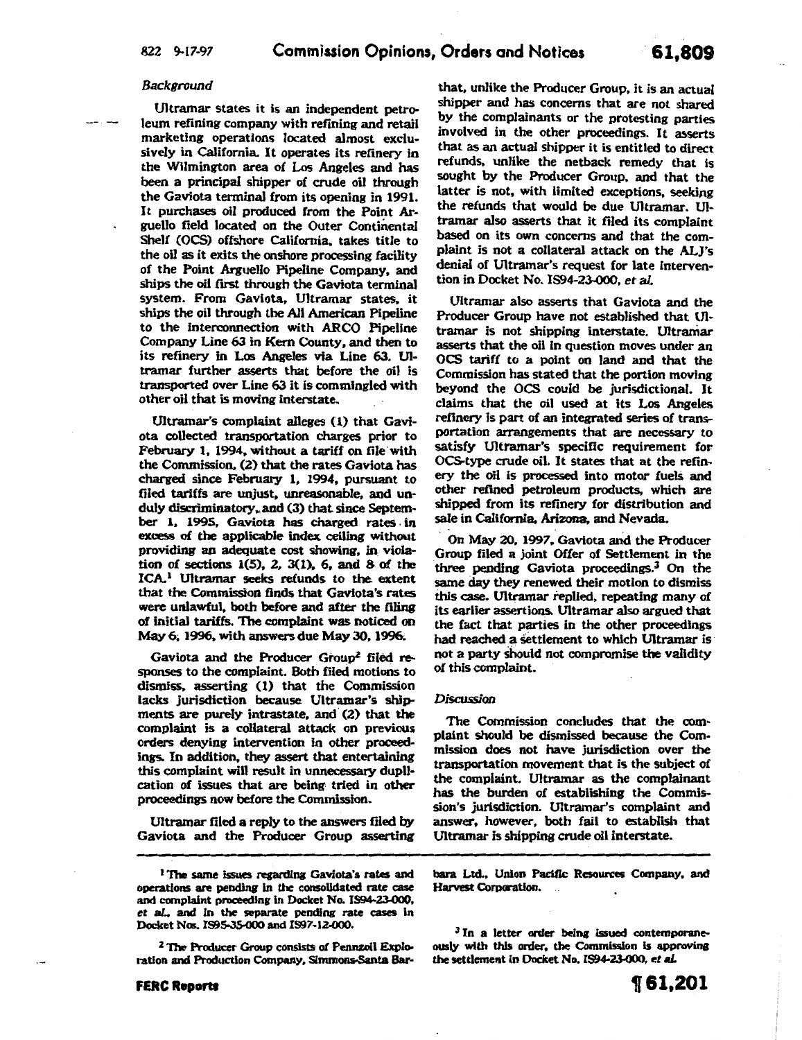*Background*

Ultramar states it is an independent petroleum refining company with refining and retail marketing operations located almost exclusively in California. It operates its refinery in the Wilmington area of Los Angeles and has been a principal shipper of crude oil through the Gaviota terminal from its opening in 1991. It purchases oil produced from the Point Arguello field located on the Outer Continental Shelf (OCS) offshore California, takes title to the oil as it exits the onshore processing facility of the Point Arguello Pipeline Company, and ships the oil first through the Gaviota terminal system. From Gaviota, Ultramar states, it ships the oil through the All American Pipeline to the interconnection with ARCO Pipeline Company Line 63 in Kern County, and then to its refinery in Los Angeles via Line 63. Ultramar further asserts that before the oil is transported over Line 63 it is commingled with other oil that is moving interstate.

Ultramar's complaint alleges (1) that Gaviota collected transportation charges prior to February 1, 1994, without a tariff on file with the Commission, (2) that the rates Gaviota has charged since February 1, 1994, pursuant to filed tariffs are unjust, unreasonable, and unduly discriminatory, and (3) that since September 1, 1995, Gaviota has charged rates in excess of the applicable index ceiling without providing an adequate cost showing, in violation of sections 1(5), 2, 3(1), 6, and 8 of the ICA.[1] Ultramar seeks refunds to the extent that the Commission finds that Gaviota's rates were unlawful, both before and after the filing of initial tariffs. The complaint was noticed on May 6, 1996, with answers due May 30, 1996.

Gaviota and the Producer Group[2] filed responses to the complaint. Both filed motions to dismiss, asserting (1) that the Commission lacks jurisdiction because Ultramar's shipments are purely intrastate, and (2) that the complaint is a collateral attack on previous orders denying intervention in other proceedings. In addition, they assert that entertaining this complaint will result in unnecessary duplication of issues that are being tried in other proceedings now before the Commission.

Ultramar filed a reply to the answers filed by Gaviota and the Producer Group asserting that, unlike the Producer Group, it is an actual shipper and has concerns that are not shared by the complainants or the protesting parties involved in the other proceedings. It asserts that as an actual shipper it is entitled to direct refunds, unlike the netback remedy that is sought by the Producer Group, and that the latter is not, with limited exceptions, seeking the refunds that would be due Ultramar. Ultramar also asserts that it filed its complaint based on its own concerns and that the complaint is not a collateral attack on the ALJ's denial of Ultramar's request for late intervention in Docket No. IS94-23-000, *et al.*

Ultramar also asserts that Gaviota and the Producer Group have not established that Ultramar is not shipping interstate. Ultramar asserts that the oil in question moves under an OCS tariff to a point on land and that the Commission has stated that the portion moving beyond the OCS could be jurisdictional. It claims that the oil used at its Los Angeles refinery is part of an integrated series of transportation arrangements that are necessary to satisfy Ultramar's specific requirement for OCS-type crude oil. It states that at the refinery the oil is processed into motor fuels and other refined petroleum products, which are shipped from its refinery for distribution and sale in California, Arizona, and Nevada.

On May 20, 1997, Gaviota and the Producer Group filed a joint Offer of Settlement in the three pending Gaviota proceedings.[3] On the same day they renewed their motion to dismiss this case. Ultramar replied, repeating many of its earlier assertions. Ultramar also argued that the fact that parties in the other proceedings had reached a settlement to which Ultramar is not a party should not compromise the validity of this complaint.

*Discussion*

The Commission concludes that the complaint should be dismissed because the Commission does not have jurisdiction over the transportation movement that is the subject of the complaint. Ultramar as the complainant has the burden of establishing the Commission's jurisdiction. Ultramar's complaint and answer, however, both fail to establish that Ultramar is shipping crude oil interstate.

---

[1] The same issues regarding Gaviota's rates and operations are pending in the consolidated rate case and complaint proceeding in Docket No. IS94-23-000, *et al.*, and in the separate pending rate cases in Docket Nos. IS95-35-000 and IS97-12-000.

[2] The Producer Group consists of Pennzoil Exploration and Production Company, Simmons-Santa Barbara Ltd., Union Pacific Resources Company, and Harvest Corporation.

[3] In a letter order being issued contemporaneously with this order, the Commission is approving the settlement in Docket No. IS94-23-000, *et al.*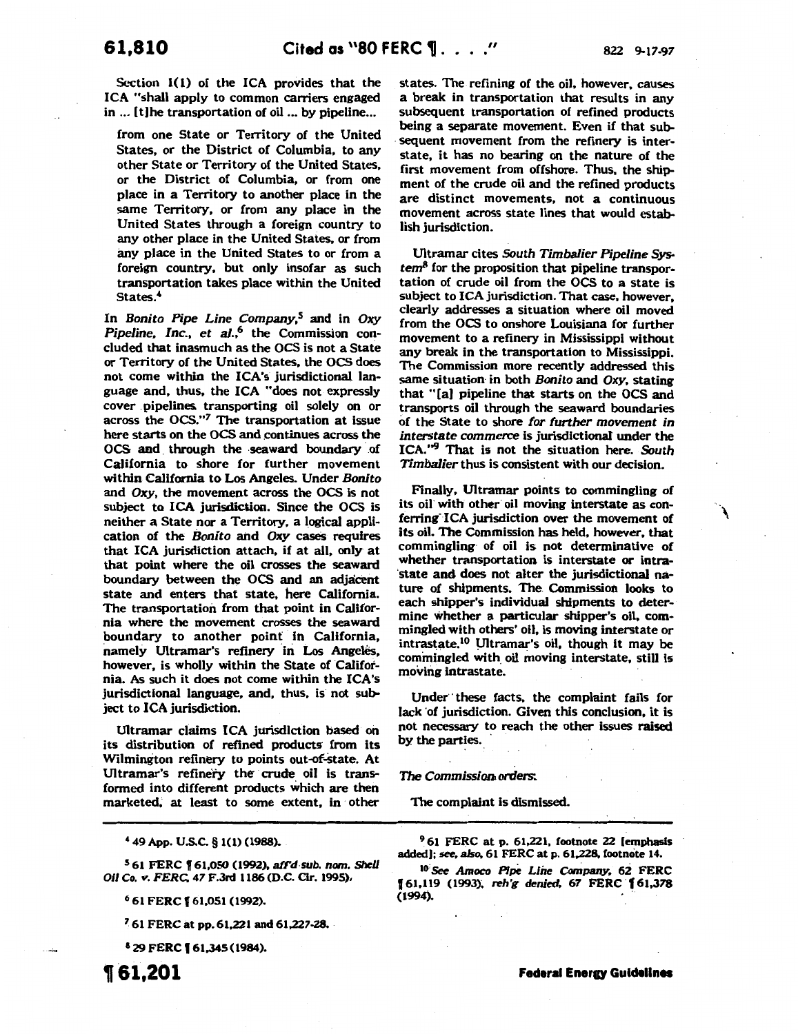Section 1(1) of the ICA provides that the ICA "shall apply to common carriers engaged in ... [t]he transportation of oil ... by pipeline...

> from one State or Territory of the United States, or the District of Columbia, to any other State or Territory of the United States, or the District of Columbia, or from one place in a Territory to another place in the same Territory, or from any place in the United States through a foreign country to any other place in the United States, or from any place in the United States to or from a foreign country, but only insofar as such transportation takes place within the United States.[4]

In *Bonito Pipe Line Company*,[5] and in *Oxy Pipeline, Inc., et al.*,[6] the Commission concluded that inasmuch as the OCS is not a State or Territory of the United States, the OCS does not come within the ICA's jurisdictional language and, thus, the ICA "does not expressly cover pipelines transporting oil solely on or across the OCS."[7] The transportation at issue here starts on the OCS and continues across the OCS and through the seaward boundary of California to shore for further movement within California to Los Angeles. Under *Bonito* and *Oxy*, the movement across the OCS is not subject to ICA jurisdiction. Since the OCS is neither a State nor a Territory, a logical application of the *Bonito* and *Oxy* cases requires that ICA jurisdiction attach, if at all, only at that point where the oil crosses the seaward boundary between the OCS and an adjacent state and enters that state, here California. The transportation from that point in California where the movement crosses the seaward boundary to another point in California, namely Ultramar's refinery in Los Angeles, however, is wholly within the State of California. As such it does not come within the ICA's jurisdictional language, and, thus, is not subject to ICA jurisdiction.

Ultramar claims ICA jurisdiction based on its distribution of refined products from its Wilmington refinery to points out-of-state. At Ultramar's refinery the crude oil is transformed into different products which are then marketed, at least to some extent, in other states. The refining of the oil, however, causes a break in transportation that results in any subsequent transportation of refined products being a separate movement. Even if that subsequent movement from the refinery is interstate, it has no bearing on the nature of the first movement from offshore. Thus, the shipment of the crude oil and the refined products are distinct movements, not a continuous movement across state lines that would establish jurisdiction.

Ultramar cites *South Timbalier Pipeline System*[8] for the proposition that pipeline transportation of crude oil from the OCS to a state is subject to ICA jurisdiction. That case, however, clearly addresses a situation where oil moved from the OCS to onshore Louisiana for further movement to a refinery in Mississippi without any break in the transportation to Mississippi. The Commission more recently addressed this same situation in both *Bonito* and *Oxy*, stating that "[a] pipeline that starts on the OCS and transports oil through the seaward boundaries of the State to shore *for further movement in interstate commerce* is jurisdictional under the ICA."[9] That is not the situation here. *South Timbalier* thus is consistent with our decision.

Finally, Ultramar points to commingling of its oil with other oil moving interstate as conferring ICA jurisdiction over the movement of its oil. The Commission has held, however, that commingling of oil is not determinative of whether transportation is interstate or intrastate and does not alter the jurisdictional nature of shipments. The Commission looks to each shipper's individual shipments to determine whether a particular shipper's oil, commingled with others' oil, is moving interstate or intrastate.[10] Ultramar's oil, though it may be commingled with oil moving interstate, still is moving intrastate.

Under these facts, the complaint fails for lack of jurisdiction. Given this conclusion, it is not necessary to reach the other issues raised by the parties.

*The Commission orders*:

The complaint is dismissed.

---

[4] 49 App. U.S.C. § 1(1) (1988).

[5] 61 FERC ¶ 61,050 (1992), *aff'd sub. nom. Shell Oil Co. v. FERC*, 47 F.3rd 1186 (D.C. Cir. 1995).

[6] 61 FERC ¶ 61,051 (1992).

[7] 61 FERC at pp. 61,221 and 61,227-28.

[8] 29 FERC ¶ 61,345 (1984).

[9] 61 FERC at p. 61,221, footnote 22 [emphasis added]; *see, also*, 61 FERC at p. 61,228, footnote 14.

[10] *See Amoco Pipe Line Company*, 62 FERC ¶ 61,119 (1993), *reh'g denied*, 67 FERC ¶ 61,378 (1994).